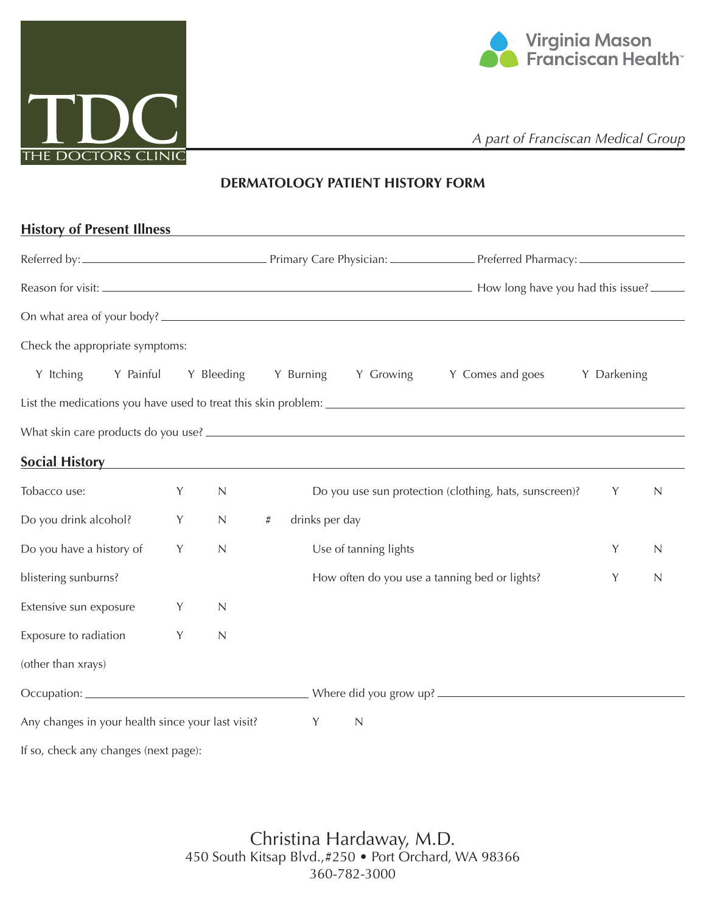TDC
THE DOCTORS CLINIC

Virginia Mason Franciscan Health™

*A part of Franciscan Medical Group*

## DERMATOLOGY PATIENT HISTORY FORM

### History of Present Illness

Referred by: ______________________ Primary Care Physician: ______________ Preferred Pharmacy: ______________

Reason for visit: ______________________________________________ How long have you had this issue? ______

On what area of your body? ______________________________________________

Check the appropriate symptoms:

Y Itching    Y Painful    Y Bleeding    Y Burning    Y Growing    Y Comes and goes    Y Darkening

List the medications you have used to treat this skin problem: ______________________________________________

What skin care products do you use? ______________________________________________

### Social History

| | | | | | | |
|---|---|---|---|---|---|---|
| Tobacco use: | Y | N | | Do you use sun protection (clothing, hats, sunscreen)? | Y | N |
| Do you drink alcohol? | Y | N | # | drinks per day | | |
| Do you have a history of blistering sunburns? | Y | N | | Use of tanning lights | Y | N |
| | | | | How often do you use a tanning bed or lights? | Y | N |
| Extensive sun exposure | Y | N | | | | |
| Exposure to radiation (other than xrays) | Y | N | | | | |

Occupation: ______________________ Where did you grow up? ______________________

Any changes in your health since your last visit?    Y    N

If so, check any changes (next page):

Christina Hardaway, M.D.
450 South Kitsap Blvd.,#250 • Port Orchard, WA 98366
360-782-3000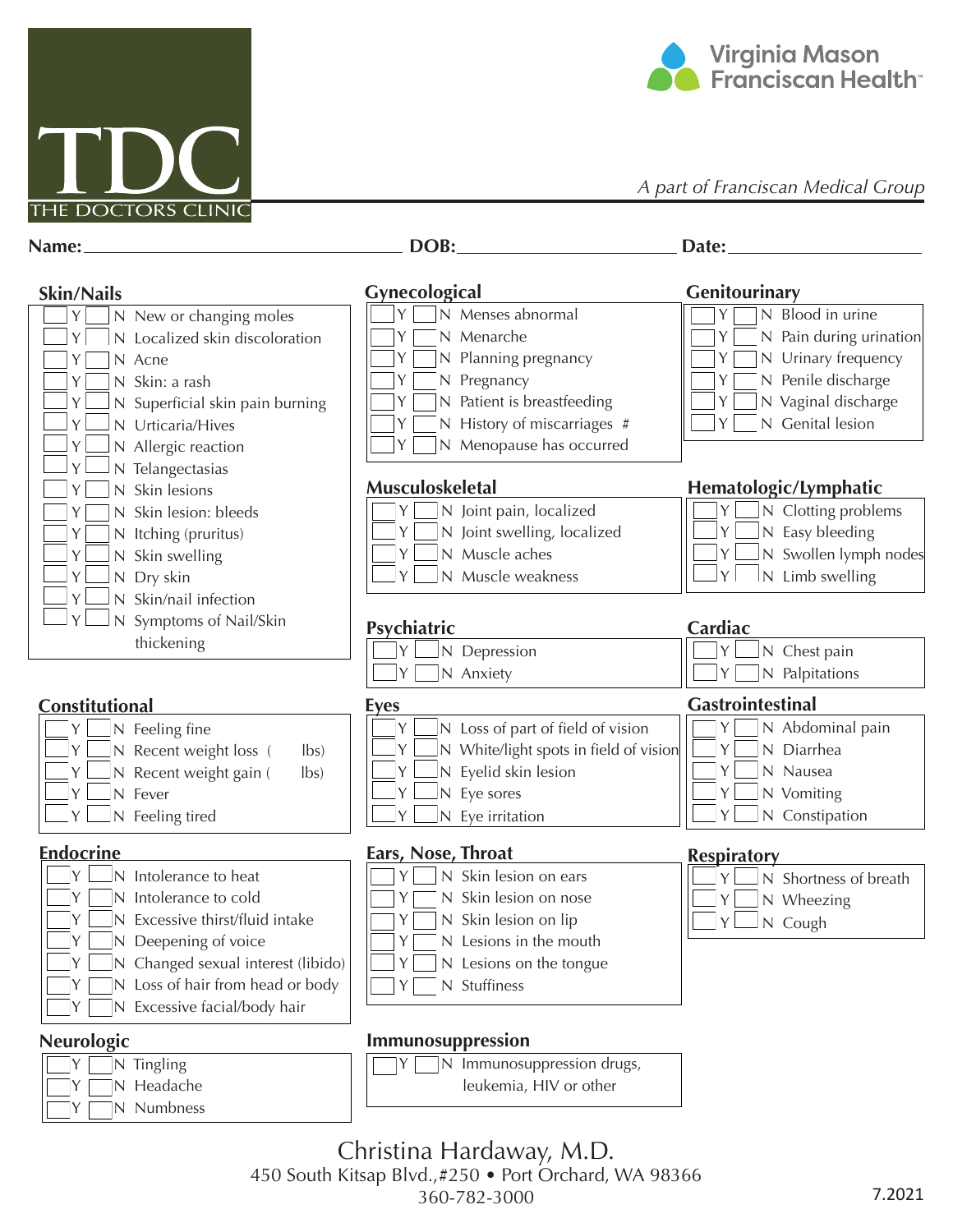# TDC THE DOCTORS CLINIC

Virginia Mason Franciscan Health™

*A part of Franciscan Medical Group*

**Name:** ______________________ **DOB:** ______________ **Date:** ______________

## Skin/Nails

- [ ] Y [ ] N New or changing moles
- [ ] Y [ ] N Localized skin discoloration
- [ ] Y [ ] N Acne
- [ ] Y [ ] N Skin: a rash
- [ ] Y [ ] N Superficial skin pain burning
- [ ] Y [ ] N Urticaria/Hives
- [ ] Y [ ] N Allergic reaction
- [ ] Y [ ] N Telangectasias
- [ ] Y [ ] N Skin lesions
- [ ] Y [ ] N Skin lesion: bleeds
- [ ] Y [ ] N Itching (pruritus)
- [ ] Y [ ] N Skin swelling
- [ ] Y [ ] N Dry skin
- [ ] Y [ ] N Skin/nail infection
- [ ] Y [ ] N Symptoms of Nail/Skin thickening

## Gynecological

- [ ] Y [ ] N Menses abnormal
- [ ] Y [ ] N Menarche
- [ ] Y [ ] N Planning pregnancy
- [ ] Y [ ] N Pregnancy
- [ ] Y [ ] N Patient is breastfeeding
- [ ] Y [ ] N History of miscarriages #
- [ ] Y [ ] N Menopause has occurred

## Genitourinary

- [ ] Y [ ] N Blood in urine
- [ ] Y [ ] N Pain during urination
- [ ] Y [ ] N Urinary frequency
- [ ] Y [ ] N Penile discharge
- [ ] Y [ ] N Vaginal discharge
- [ ] Y [ ] N Genital lesion

## Musculoskeletal

- [ ] Y [ ] N Joint pain, localized
- [ ] Y [ ] N Joint swelling, localized
- [ ] Y [ ] N Muscle aches
- [ ] Y [ ] N Muscle weakness

## Hematologic/Lymphatic

- [ ] Y [ ] N Clotting problems
- [ ] Y [ ] N Easy bleeding
- [ ] Y [ ] N Swollen lymph nodes
- [ ] Y [ ] N Limb swelling

## Psychiatric

- [ ] Y [ ] N Depression
- [ ] Y [ ] N Anxiety

## Cardiac

- [ ] Y [ ] N Chest pain
- [ ] Y [ ] N Palpitations

## Constitutional

- [ ] Y [ ] N Feeling fine
- [ ] Y [ ] N Recent weight loss (      lbs)
- [ ] Y [ ] N Recent weight gain (      lbs)
- [ ] Y [ ] N Fever
- [ ] Y [ ] N Feeling tired

## Eyes

- [ ] Y [ ] N Loss of part of field of vision
- [ ] Y [ ] N White/light spots in field of vision
- [ ] Y [ ] N Eyelid skin lesion
- [ ] Y [ ] N Eye sores
- [ ] Y [ ] N Eye irritation

## Gastrointestinal

- [ ] Y [ ] N Abdominal pain
- [ ] Y [ ] N Diarrhea
- [ ] Y [ ] N Nausea
- [ ] Y [ ] N Vomiting
- [ ] Y [ ] N Constipation

## Endocrine

- [ ] Y [ ] N Intolerance to heat
- [ ] Y [ ] N Intolerance to cold
- [ ] Y [ ] N Excessive thirst/fluid intake
- [ ] Y [ ] N Deepening of voice
- [ ] Y [ ] N Changed sexual interest (libido)
- [ ] Y [ ] N Loss of hair from head or body
- [ ] Y [ ] N Excessive facial/body hair

## Ears, Nose, Throat

- [ ] Y [ ] N Skin lesion on ears
- [ ] Y [ ] N Skin lesion on nose
- [ ] Y [ ] N Skin lesion on lip
- [ ] Y [ ] N Lesions in the mouth
- [ ] Y [ ] N Lesions on the tongue
- [ ] Y [ ] N Stuffiness

## Respiratory

- [ ] Y [ ] N Shortness of breath
- [ ] Y [ ] N Wheezing
- [ ] Y [ ] N Cough

## Neurologic

- [ ] Y [ ] N Tingling
- [ ] Y [ ] N Headache
- [ ] Y [ ] N Numbness

## Immunosuppression

- [ ] Y [ ] N Immunosuppression drugs, leukemia, HIV or other

Christina Hardaway, M.D.
450 South Kitsap Blvd.,#250 • Port Orchard, WA 98366
360-782-3000

7.2021